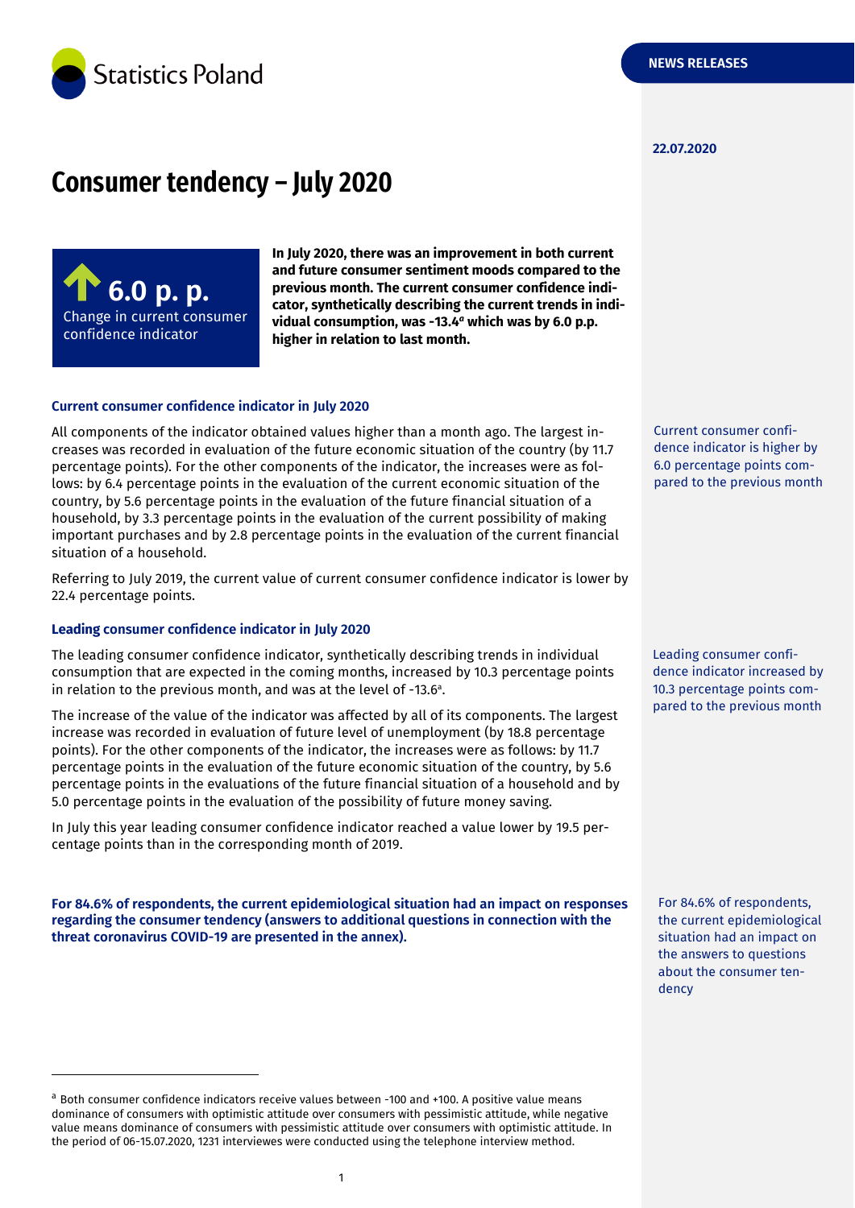Statistics Poland

NEWS RELEASES

22.07.2020

# Consumer tendency – July 2020

**6.0 p. p.**
Change in current consumer confidence indicator

**In July 2020, there was an improvement in both current and future consumer sentiment moods compared to the previous month. The current consumer confidence indicator, synthetically describing the current trends in individual consumption, was -13.4[a] which was by 6.0 p.p. higher in relation to last month.**

### Current consumer confidence indicator in July 2020

All components of the indicator obtained values higher than a month ago. The largest increases was recorded in evaluation of the future economic situation of the country (by 11.7 percentage points). For the other components of the indicator, the increases were as follows: by 6.4 percentage points in the evaluation of the current economic situation of the country, by 5.6 percentage points in the evaluation of the future financial situation of a household, by 3.3 percentage points in the evaluation of the current possibility of making important purchases and by 2.8 percentage points in the evaluation of the current financial situation of a household.

Current consumer confidence indicator is higher by 6.0 percentage points compared to the previous month

Referring to July 2019, the current value of current consumer confidence indicator is lower by 22.4 percentage points.

### Leading consumer confidence indicator in July 2020

The leading consumer confidence indicator, synthetically describing trends in individual consumption that are expected in the coming months, increased by 10.3 percentage points in relation to the previous month, and was at the level of -13.6[a].

Leading consumer confidence indicator increased by 10.3 percentage points compared to the previous month

The increase of the value of the indicator was affected by all of its components. The largest increase was recorded in evaluation of future level of unemployment (by 18.8 percentage points). For the other components of the indicator, the increases were as follows: by 11.7 percentage points in the evaluation of the future economic situation of the country, by 5.6 percentage points in the evaluations of the future financial situation of a household and by 5.0 percentage points in the evaluation of the possibility of future money saving.

In July this year leading consumer confidence indicator reached a value lower by 19.5 percentage points than in the corresponding month of 2019.

**For 84.6% of respondents, the current epidemiological situation had an impact on responses regarding the consumer tendency (answers to additional questions in connection with the threat coronavirus COVID-19 are presented in the annex).**

For 84.6% of respondents, the current epidemiological situation had an impact on the answers to questions about the consumer tendency

---

[a] Both consumer confidence indicators receive values between -100 and +100. A positive value means dominance of consumers with optimistic attitude over consumers with pessimistic attitude, while negative value means dominance of consumers with pessimistic attitude over consumers with optimistic attitude. In the period of 06-15.07.2020, 1231 interviewes were conducted using the telephone interview method.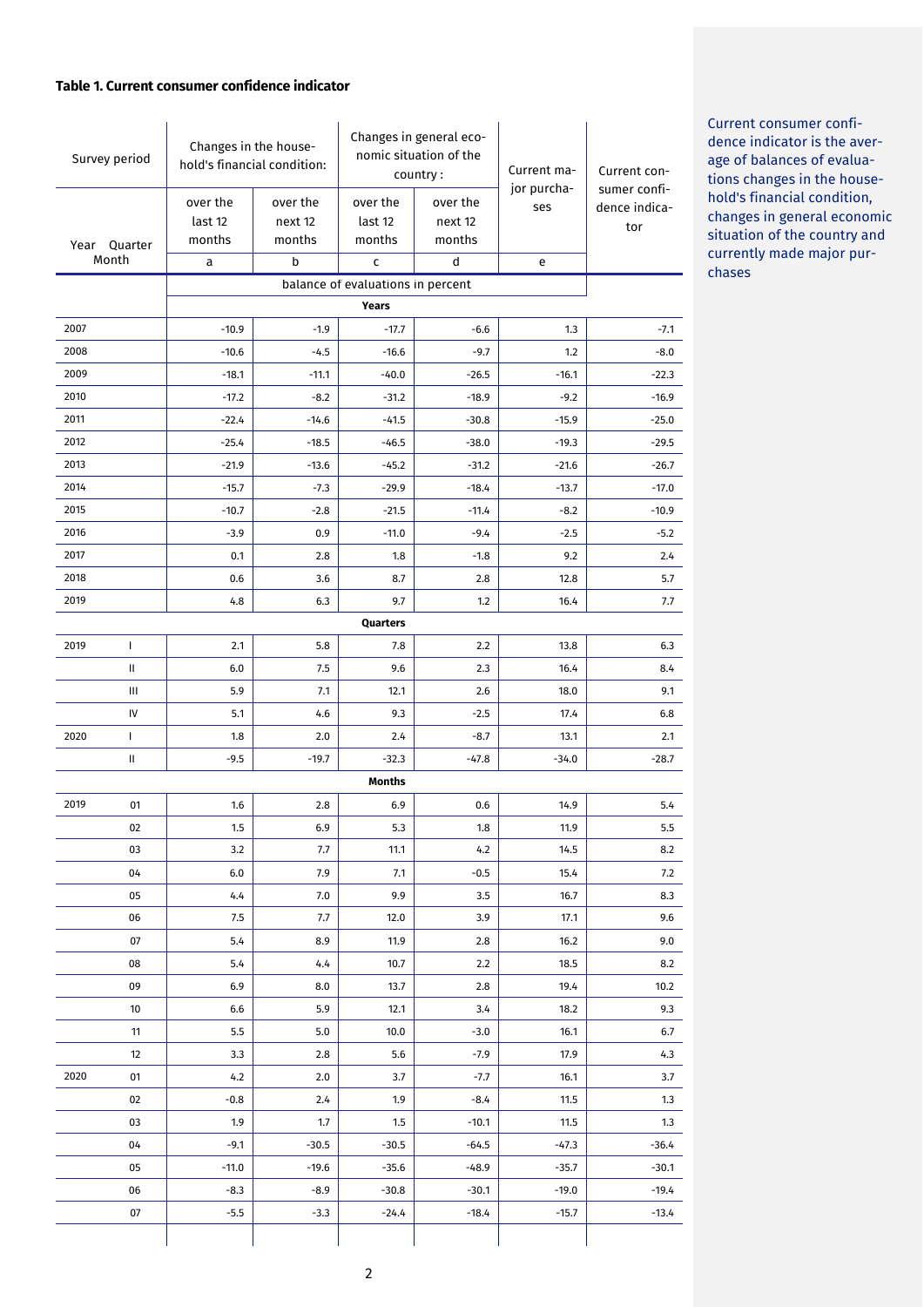**Table 1. Current consumer confidence indicator**

| Survey period | | Changes in the household's financial condition: | | Changes in general economic situation of the country: | | Current major purchases | Current consumer confidence indicator |
|---|---|---|---|---|---|---|---|
| Year | Quarter Month | over the last 12 months | over the next 12 months | over the last 12 months | over the next 12 months | | |
| | | a | b | c | d | e | |
| | | balance of evaluations in percent | | | | | |
| | | **Years** | | | | | |
| 2007 | | -10.9 | -1.9 | -17.7 | -6.6 | 1.3 | -7.1 |
| 2008 | | -10.6 | -4.5 | -16.6 | -9.7 | 1.2 | -8.0 |
| 2009 | | -18.1 | -11.1 | -40.0 | -26.5 | -16.1 | -22.3 |
| 2010 | | -17.2 | -8.2 | -31.2 | -18.9 | -9.2 | -16.9 |
| 2011 | | -22.4 | -14.6 | -41.5 | -30.8 | -15.9 | -25.0 |
| 2012 | | -25.4 | -18.5 | -46.5 | -38.0 | -19.3 | -29.5 |
| 2013 | | -21.9 | -13.6 | -45.2 | -31.2 | -21.6 | -26.7 |
| 2014 | | -15.7 | -7.3 | -29.9 | -18.4 | -13.7 | -17.0 |
| 2015 | | -10.7 | -2.8 | -21.5 | -11.4 | -8.2 | -10.9 |
| 2016 | | -3.9 | 0.9 | -11.0 | -9.4 | -2.5 | -5.2 |
| 2017 | | 0.1 | 2.8 | 1.8 | -1.8 | 9.2 | 2.4 |
| 2018 | | 0.6 | 3.6 | 8.7 | 2.8 | 12.8 | 5.7 |
| 2019 | | 4.8 | 6.3 | 9.7 | 1.2 | 16.4 | 7.7 |
| | | **Quarters** | | | | | |
| 2019 | I | 2.1 | 5.8 | 7.8 | 2.2 | 13.8 | 6.3 |
| | II | 6.0 | 7.5 | 9.6 | 2.3 | 16.4 | 8.4 |
| | III | 5.9 | 7.1 | 12.1 | 2.6 | 18.0 | 9.1 |
| | IV | 5.1 | 4.6 | 9.3 | -2.5 | 17.4 | 6.8 |
| 2020 | I | 1.8 | 2.0 | 2.4 | -8.7 | 13.1 | 2.1 |
| | II | -9.5 | -19.7 | -32.3 | -47.8 | -34.0 | -28.7 |
| | | **Months** | | | | | |
| 2019 | 01 | 1.6 | 2.8 | 6.9 | 0.6 | 14.9 | 5.4 |
| | 02 | 1.5 | 6.9 | 5.3 | 1.8 | 11.9 | 5.5 |
| | 03 | 3.2 | 7.7 | 11.1 | 4.2 | 14.5 | 8.2 |
| | 04 | 6.0 | 7.9 | 7.1 | -0.5 | 15.4 | 7.2 |
| | 05 | 4.4 | 7.0 | 9.9 | 3.5 | 16.7 | 8.3 |
| | 06 | 7.5 | 7.7 | 12.0 | 3.9 | 17.1 | 9.6 |
| | 07 | 5.4 | 8.9 | 11.9 | 2.8 | 16.2 | 9.0 |
| | 08 | 5.4 | 4.4 | 10.7 | 2.2 | 18.5 | 8.2 |
| | 09 | 6.9 | 8.0 | 13.7 | 2.8 | 19.4 | 10.2 |
| | 10 | 6.6 | 5.9 | 12.1 | 3.4 | 18.2 | 9.3 |
| | 11 | 5.5 | 5.0 | 10.0 | -3.0 | 16.1 | 6.7 |
| | 12 | 3.3 | 2.8 | 5.6 | -7.9 | 17.9 | 4.3 |
| 2020 | 01 | 4.2 | 2.0 | 3.7 | -7.7 | 16.1 | 3.7 |
| | 02 | -0.8 | 2.4 | 1.9 | -8.4 | 11.5 | 1.3 |
| | 03 | 1.9 | 1.7 | 1.5 | -10.1 | 11.5 | 1.3 |
| | 04 | -9.1 | -30.5 | -30.5 | -64.5 | -47.3 | -36.4 |
| | 05 | -11.0 | -19.6 | -35.6 | -48.9 | -35.7 | -30.1 |
| | 06 | -8.3 | -8.9 | -30.8 | -30.1 | -19.0 | -19.4 |
| | 07 | -5.5 | -3.3 | -24.4 | -18.4 | -15.7 | -13.4 |

Current consumer confidence indicator is the average of balances of evaluations changes in the household's financial condition, changes in general economic situation of the country and currently made major purchases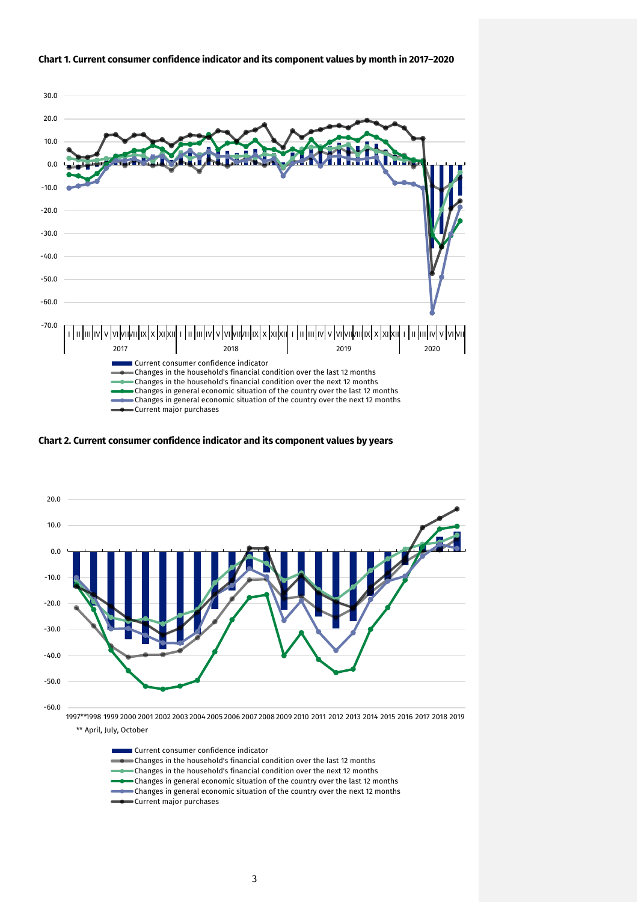**Chart 1. Current consumer confidence indicator and its component values by month in 2017–2020**

**Chart 2. Current consumer confidence indicator and its component values by years**

** April, July, October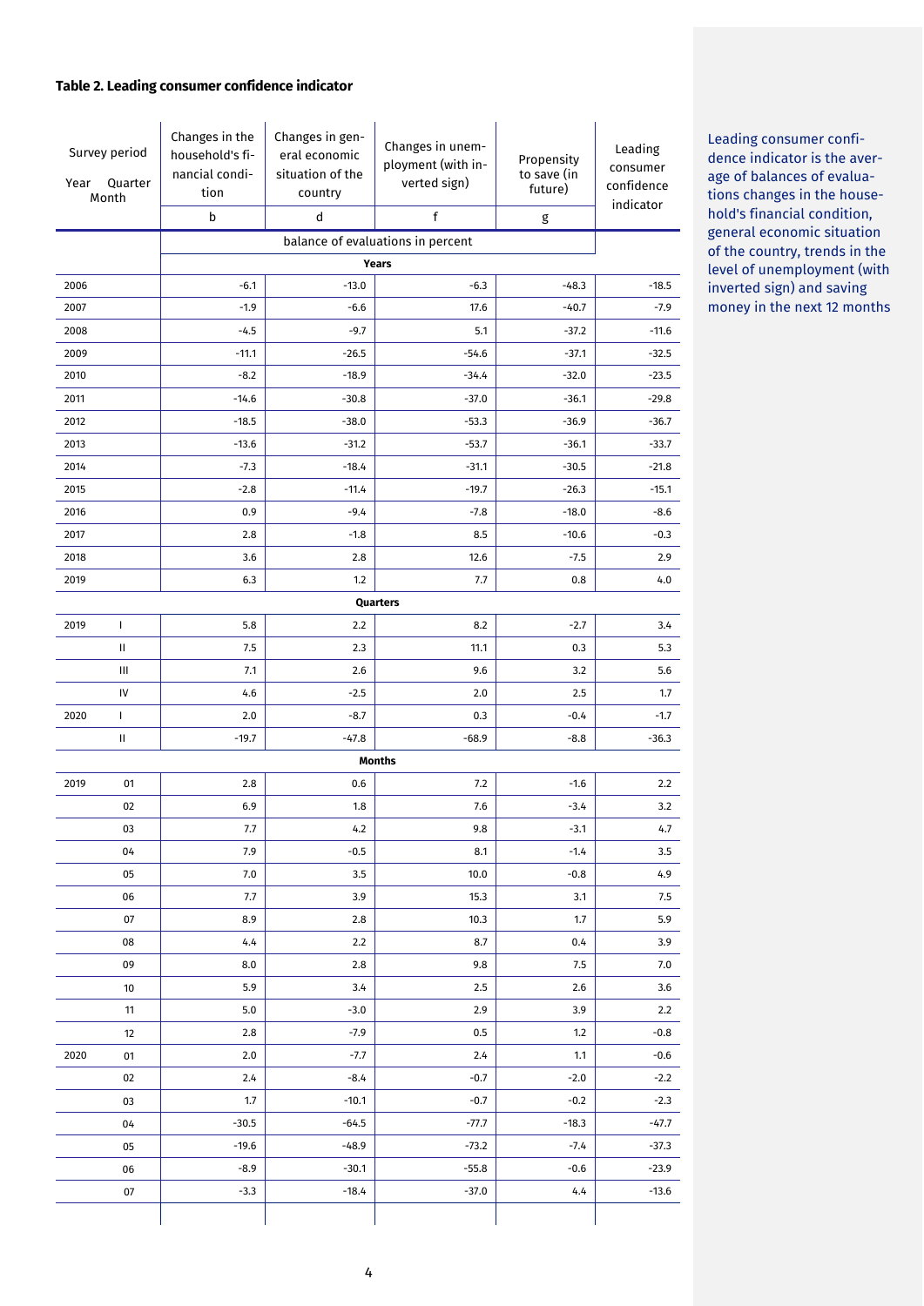### Table 2. Leading consumer confidence indicator

| Survey period Year | Quarter Month | Changes in the household's financial condition | Changes in general economic situation of the country | Changes in unemployment (with inverted sign) | Propensity to save (in future) | Leading consumer confidence indicator |
|---|---|---|---|---|---|---|
| | | b | d | f | g | |
| | | balance of evaluations in percent | | | | |
| **Years** | | | | | | |
| 2006 | | -6.1 | -13.0 | -6.3 | -48.3 | -18.5 |
| 2007 | | -1.9 | -6.6 | 17.6 | -40.7 | -7.9 |
| 2008 | | -4.5 | -9.7 | 5.1 | -37.2 | -11.6 |
| 2009 | | -11.1 | -26.5 | -54.6 | -37.1 | -32.5 |
| 2010 | | -8.2 | -18.9 | -34.4 | -32.0 | -23.5 |
| 2011 | | -14.6 | -30.8 | -37.0 | -36.1 | -29.8 |
| 2012 | | -18.5 | -38.0 | -53.3 | -36.9 | -36.7 |
| 2013 | | -13.6 | -31.2 | -53.7 | -36.1 | -33.7 |
| 2014 | | -7.3 | -18.4 | -31.1 | -30.5 | -21.8 |
| 2015 | | -2.8 | -11.4 | -19.7 | -26.3 | -15.1 |
| 2016 | | 0.9 | -9.4 | -7.8 | -18.0 | -8.6 |
| 2017 | | 2.8 | -1.8 | 8.5 | -10.6 | -0.3 |
| 2018 | | 3.6 | 2.8 | 12.6 | -7.5 | 2.9 |
| 2019 | | 6.3 | 1.2 | 7.7 | 0.8 | 4.0 |
| **Quarters** | | | | | | |
| 2019 | I | 5.8 | 2.2 | 8.2 | -2.7 | 3.4 |
| | II | 7.5 | 2.3 | 11.1 | 0.3 | 5.3 |
| | III | 7.1 | 2.6 | 9.6 | 3.2 | 5.6 |
| | IV | 4.6 | -2.5 | 2.0 | 2.5 | 1.7 |
| 2020 | I | 2.0 | -8.7 | 0.3 | -0.4 | -1.7 |
| | II | -19.7 | -47.8 | -68.9 | -8.8 | -36.3 |
| **Months** | | | | | | |
| 2019 | 01 | 2.8 | 0.6 | 7.2 | -1.6 | 2.2 |
| | 02 | 6.9 | 1.8 | 7.6 | -3.4 | 3.2 |
| | 03 | 7.7 | 4.2 | 9.8 | -3.1 | 4.7 |
| | 04 | 7.9 | -0.5 | 8.1 | -1.4 | 3.5 |
| | 05 | 7.0 | 3.5 | 10.0 | -0.8 | 4.9 |
| | 06 | 7.7 | 3.9 | 15.3 | 3.1 | 7.5 |
| | 07 | 8.9 | 2.8 | 10.3 | 1.7 | 5.9 |
| | 08 | 4.4 | 2.2 | 8.7 | 0.4 | 3.9 |
| | 09 | 8.0 | 2.8 | 9.8 | 7.5 | 7.0 |
| | 10 | 5.9 | 3.4 | 2.5 | 2.6 | 3.6 |
| | 11 | 5.0 | -3.0 | 2.9 | 3.9 | 2.2 |
| | 12 | 2.8 | -7.9 | 0.5 | 1.2 | -0.8 |
| 2020 | 01 | 2.0 | -7.7 | 2.4 | 1.1 | -0.6 |
| | 02 | 2.4 | -8.4 | -0.7 | -2.0 | -2.2 |
| | 03 | 1.7 | -10.1 | -0.7 | -0.2 | -2.3 |
| | 04 | -30.5 | -64.5 | -77.7 | -18.3 | -47.7 |
| | 05 | -19.6 | -48.9 | -73.2 | -7.4 | -37.3 |
| | 06 | -8.9 | -30.1 | -55.8 | -0.6 | -23.9 |
| | 07 | -3.3 | -18.4 | -37.0 | 4.4 | -13.6 |

Leading consumer confidence indicator is the average of balances of evaluations changes in the household's financial condition, general economic situation of the country, trends in the level of unemployment (with inverted sign) and saving money in the next 12 months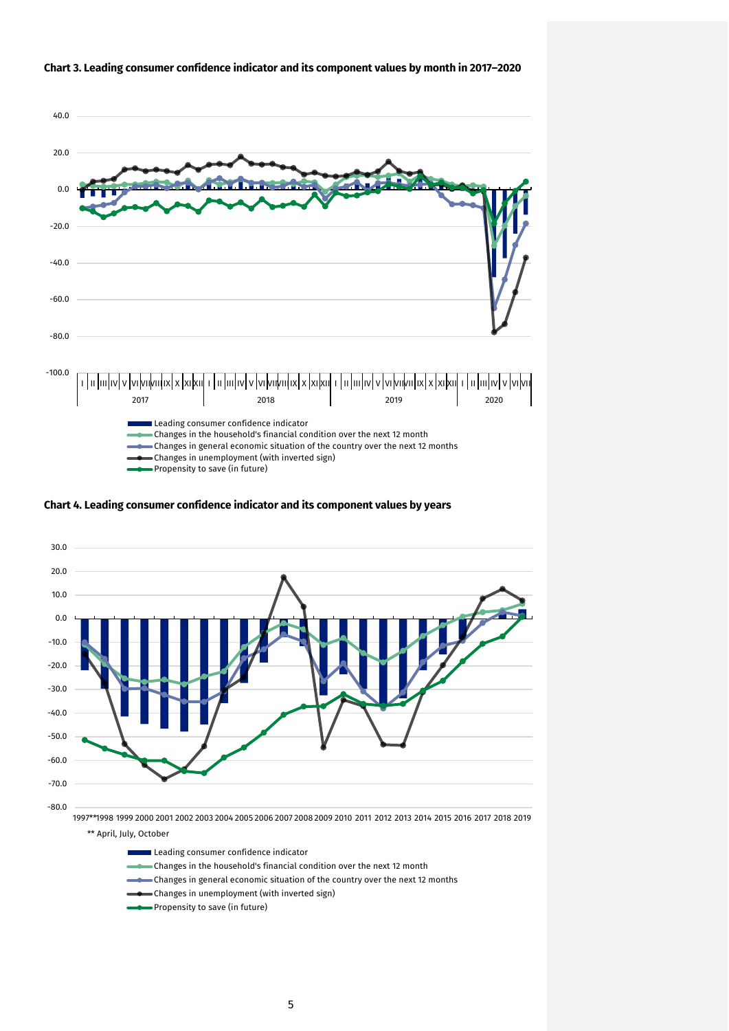**Chart 3. Leading consumer confidence indicator and its component values by month in 2017–2020**

- Leading consumer confidence indicator
- Changes in the household's financial condition over the next 12 month
- Changes in general economic situation of the country over the next 12 months
- Changes in unemployment (with inverted sign)
- Propensity to save (in future)

**Chart 4. Leading consumer confidence indicator and its component values by years**

** April, July, October

- Leading consumer confidence indicator
- Changes in the household's financial condition over the next 12 month
- Changes in general economic situation of the country over the next 12 months
- Changes in unemployment (with inverted sign)
- Propensity to save (in future)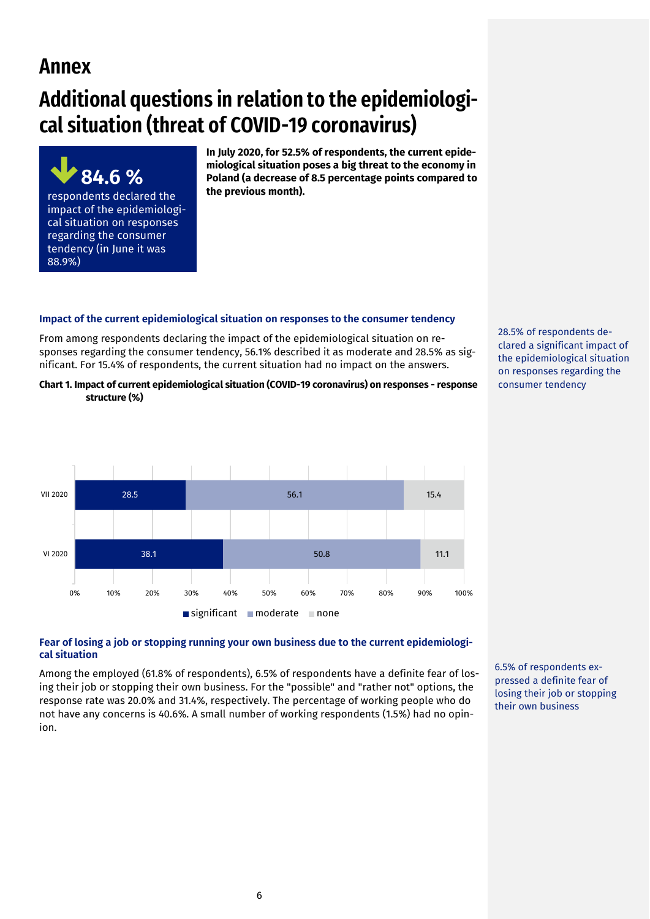# Annex

# Additional questions in relation to the epidemiological situation (threat of COVID-19 coronavirus)

**84.6 %**

respondents declared the impact of the epidemiological situation on responses regarding the consumer tendency (in June it was 88.9%)

**In July 2020, for 52.5% of respondents, the current epidemiological situation poses a big threat to the economy in Poland (a decrease of 8.5 percentage points compared to the previous month).**

### Impact of the current epidemiological situation on responses to the consumer tendency

From among respondents declaring the impact of the epidemiological situation on responses regarding the consumer tendency, 56.1% described it as moderate and 28.5% as significant. For 15.4% of respondents, the current situation had no impact on the answers.

28.5% of respondents declared a significant impact of the epidemiological situation on responses regarding the consumer tendency

**Chart 1. Impact of current epidemiological situation (COVID-19 coronavirus) on responses - response structure (%)**

| | significant | moderate | none |
|---|---|---|---|
| VII 2020 | 28.5 | 56.1 | 15.4 |
| VI 2020 | 38.1 | 50.8 | 11.1 |

### Fear of losing a job or stopping running your own business due to the current epidemiological situation

Among the employed (61.8% of respondents), 6.5% of respondents have a definite fear of losing their job or stopping their own business. For the "possible" and "rather not" options, the response rate was 20.0% and 31.4%, respectively. The percentage of working people who do not have any concerns is 40.6%. A small number of working respondents (1.5%) had no opinion.

6.5% of respondents expressed a definite fear of losing their job or stopping their own business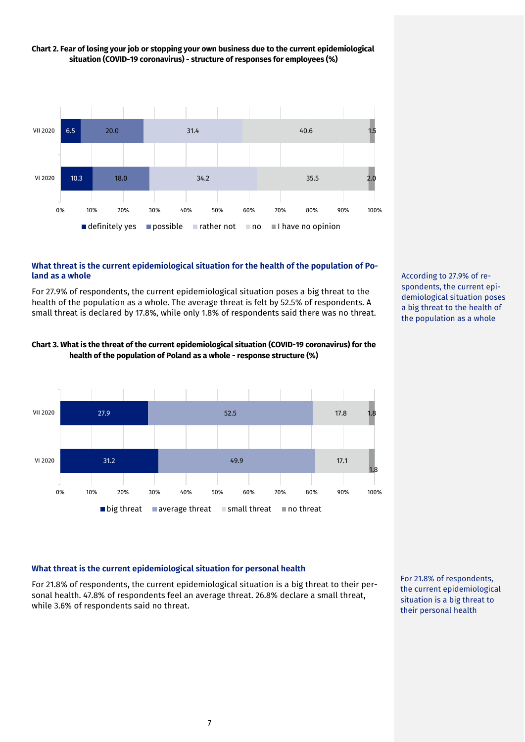**Chart 2. Fear of losing your job or stopping your own business due to the current epidemiological situation (COVID-19 coronavirus) - structure of responses for employees (%)**

| | definitely yes | possible | rather not | no | I have no opinion |
|---|---|---|---|---|---|
| VII 2020 | 6.5 | 20.0 | 31.4 | 40.6 | 1.5 |
| VI 2020 | 10.3 | 18.0 | 34.2 | 35.5 | 2.0 |

## What threat is the current epidemiological situation for the health of the population of Poland as a whole

For 27.9% of respondents, the current epidemiological situation poses a big threat to the health of the population as a whole. The average threat is felt by 52.5% of respondents. A small threat is declared by 17.8%, while only 1.8% of respondents said there was no threat.

According to 27.9% of respondents, the current epidemiological situation poses a big threat to the health of the population as a whole

**Chart 3. What is the threat of the current epidemiological situation (COVID-19 coronavirus) for the health of the population of Poland as a whole - response structure (%)**

| | big threat | average threat | small threat | no threat |
|---|---|---|---|---|
| VII 2020 | 27.9 | 52.5 | 17.8 | 1.8 |
| VI 2020 | 31.2 | 49.9 | 17.1 | 1.8 |

## What threat is the current epidemiological situation for personal health

For 21.8% of respondents, the current epidemiological situation is a big threat to their personal health. 47.8% of respondents feel an average threat. 26.8% declare a small threat, while 3.6% of respondents said no threat.

For 21.8% of respondents, the current epidemiological situation is a big threat to their personal health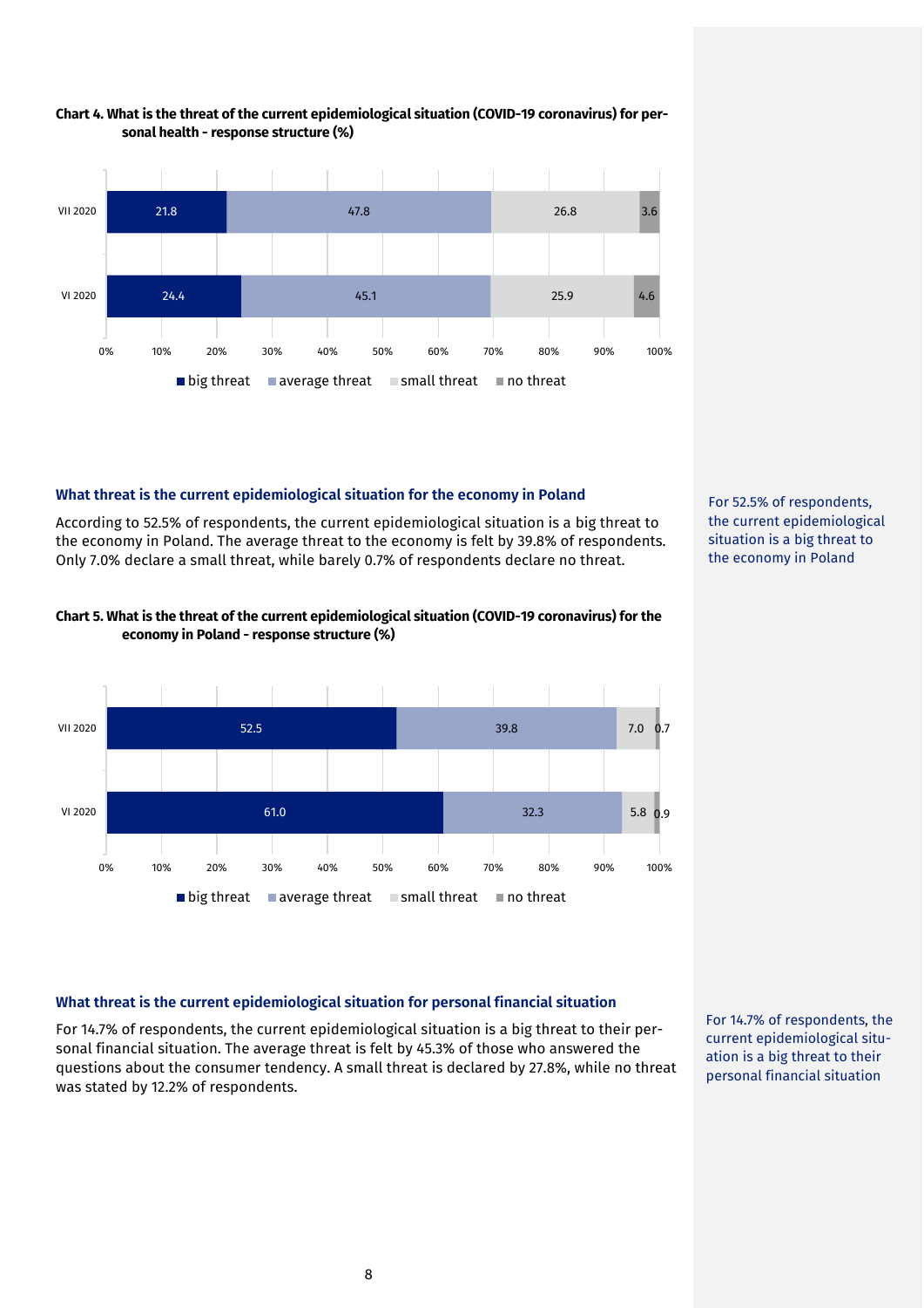**Chart 4. What is the threat of the current epidemiological situation (COVID-19 coronavirus) for personal health - response structure (%)**

| | big threat | average threat | small threat | no threat |
|---|---|---|---|---|
| VII 2020 | 21.8 | 47.8 | 26.8 | 3.6 |
| VI 2020 | 24.4 | 45.1 | 25.9 | 4.6 |

### What threat is the current epidemiological situation for the economy in Poland

According to 52.5% of respondents, the current epidemiological situation is a big threat to the economy in Poland. The average threat to the economy is felt by 39.8% of respondents. Only 7.0% declare a small threat, while barely 0.7% of respondents declare no threat.

For 52.5% of respondents, the current epidemiological situation is a big threat to the economy in Poland

**Chart 5. What is the threat of the current epidemiological situation (COVID-19 coronavirus) for the economy in Poland - response structure (%)**

| | big threat | average threat | small threat | no threat |
|---|---|---|---|---|
| VII 2020 | 52.5 | 39.8 | 7.0 | 0.7 |
| VI 2020 | 61.0 | 32.3 | 5.8 | 0.9 |

### What threat is the current epidemiological situation for personal financial situation

For 14.7% of respondents, the current epidemiological situation is a big threat to their personal financial situation. The average threat is felt by 45.3% of those who answered the questions about the consumer tendency. A small threat is declared by 27.8%, while no threat was stated by 12.2% of respondents.

For 14.7% of respondents, the current epidemiological situation is a big threat to their personal financial situation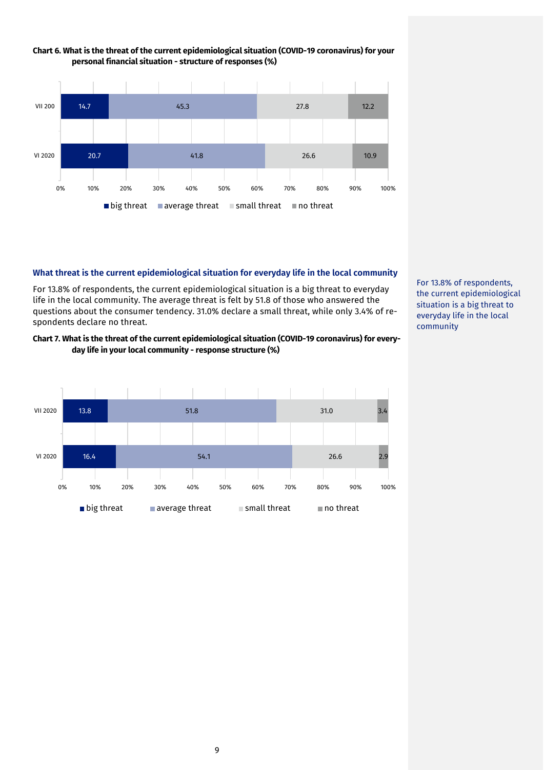**Chart 6. What is the threat of the current epidemiological situation (COVID-19 coronavirus) for your personal financial situation - structure of responses (%)**

| | big threat | average threat | small threat | no threat |
|---|---|---|---|---|
| VII 200 | 14.7 | 45.3 | 27.8 | 12.2 |
| VI 2020 | 20.7 | 41.8 | 26.6 | 10.9 |

## What threat is the current epidemiological situation for everyday life in the local community

For 13.8% of respondents, the current epidemiological situation is a big threat to everyday life in the local community. The average threat is felt by 51.8 of those who answered the questions about the consumer tendency. 31.0% declare a small threat, while only 3.4% of respondents declare no threat.

For 13.8% of respondents, the current epidemiological situation is a big threat to everyday life in the local community

**Chart 7. What is the threat of the current epidemiological situation (COVID-19 coronavirus) for everyday life in your local community - response structure (%)**

| | big threat | average threat | small threat | no threat |
|---|---|---|---|---|
| VII 2020 | 13.8 | 51.8 | 31.0 | 3.4 |
| VI 2020 | 16.4 | 54.1 | 26.6 | 2.9 |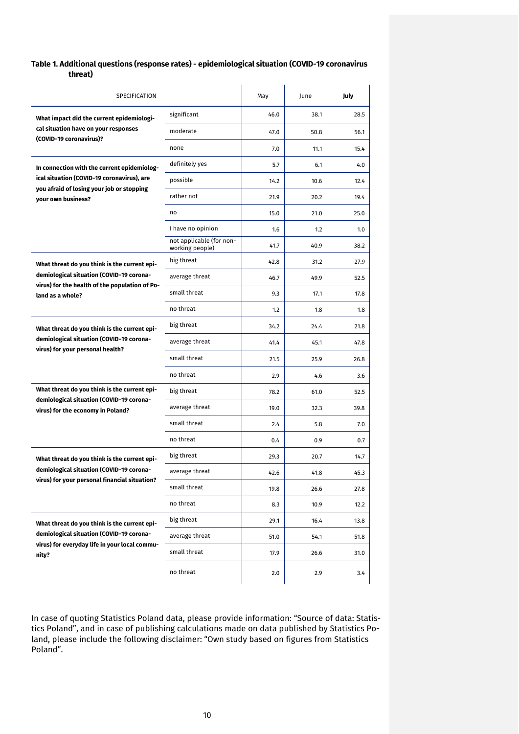**Table 1. Additional questions (response rates) - epidemiological situation (COVID-19 coronavirus threat)**

| SPECIFICATION | | May | June | **July** |
|---|---|---|---|---|
| **What impact did the current epidemiological situation have on your responses (COVID-19 coronavirus)?** | significant | 46.0 | 38.1 | 28.5 |
| | moderate | 47.0 | 50.8 | 56.1 |
| | none | 7.0 | 11.1 | 15.4 |
| **In connection with the current epidemiological situation (COVID-19 coronavirus), are you afraid of losing your job or stopping your own business?** | definitely yes | 5.7 | 6.1 | 4.0 |
| | possible | 14.2 | 10.6 | 12.4 |
| | rather not | 21.9 | 20.2 | 19.4 |
| | no | 15.0 | 21.0 | 25.0 |
| | I have no opinion | 1.6 | 1.2 | 1.0 |
| | not applicable (for non-working people) | 41.7 | 40.9 | 38.2 |
| **What threat do you think is the current epidemiological situation (COVID-19 coronavirus) for the health of the population of Poland as a whole?** | big threat | 42.8 | 31.2 | 27.9 |
| | average threat | 46.7 | 49.9 | 52.5 |
| | small threat | 9.3 | 17.1 | 17.8 |
| | no threat | 1.2 | 1.8 | 1.8 |
| **What threat do you think is the current epidemiological situation (COVID-19 coronavirus) for your personal health?** | big threat | 34.2 | 24.4 | 21.8 |
| | average threat | 41.4 | 45.1 | 47.8 |
| | small threat | 21.5 | 25.9 | 26.8 |
| | no threat | 2.9 | 4.6 | 3.6 |
| **What threat do you think is the current epidemiological situation (COVID-19 coronavirus) for the economy in Poland?** | big threat | 78.2 | 61.0 | 52.5 |
| | average threat | 19.0 | 32.3 | 39.8 |
| | small threat | 2.4 | 5.8 | 7.0 |
| | no threat | 0.4 | 0.9 | 0.7 |
| **What threat do you think is the current epidemiological situation (COVID-19 coronavirus) for your personal financial situation?** | big threat | 29.3 | 20.7 | 14.7 |
| | average threat | 42.6 | 41.8 | 45.3 |
| | small threat | 19.8 | 26.6 | 27.8 |
| | no threat | 8.3 | 10.9 | 12.2 |
| **What threat do you think is the current epidemiological situation (COVID-19 coronavirus) for everyday life in your local community?** | big threat | 29.1 | 16.4 | 13.8 |
| | average threat | 51.0 | 54.1 | 51.8 |
| | small threat | 17.9 | 26.6 | 31.0 |
| | no threat | 2.0 | 2.9 | 3.4 |

In case of quoting Statistics Poland data, please provide information: "Source of data: Statistics Poland", and in case of publishing calculations made on data published by Statistics Poland, please include the following disclaimer: "Own study based on figures from Statistics Poland".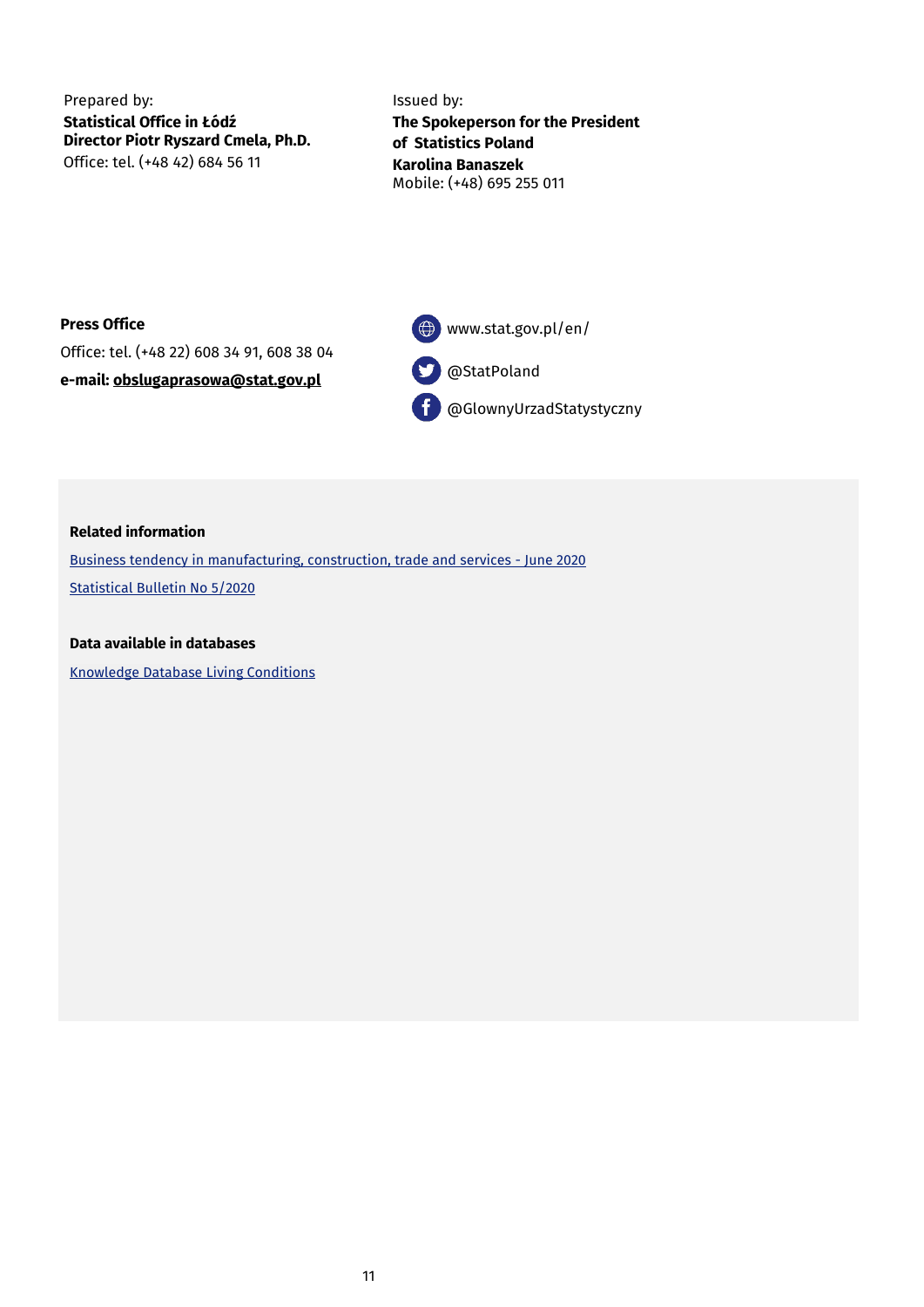Prepared by:
**Statistical Office in Łódź**
**Director Piotr Ryszard Cmela, Ph.D.**
Office: tel. (+48 42) 684 56 11

Issued by:
**The Spokeperson for the President of Statistics Poland**
**Karolina Banaszek**
Mobile: (+48) 695 255 011

**Press Office**
Office: tel. (+48 22) 608 34 91, 608 38 04
**e-mail: obslugaprasowa@stat.gov.pl**

www.stat.gov.pl/en/
@StatPoland
@GlownyUrzadStatystyczny

**Related information**

Business tendency in manufacturing, construction, trade and services - June 2020

Statistical Bulletin No 5/2020

**Data available in databases**

Knowledge Database Living Conditions